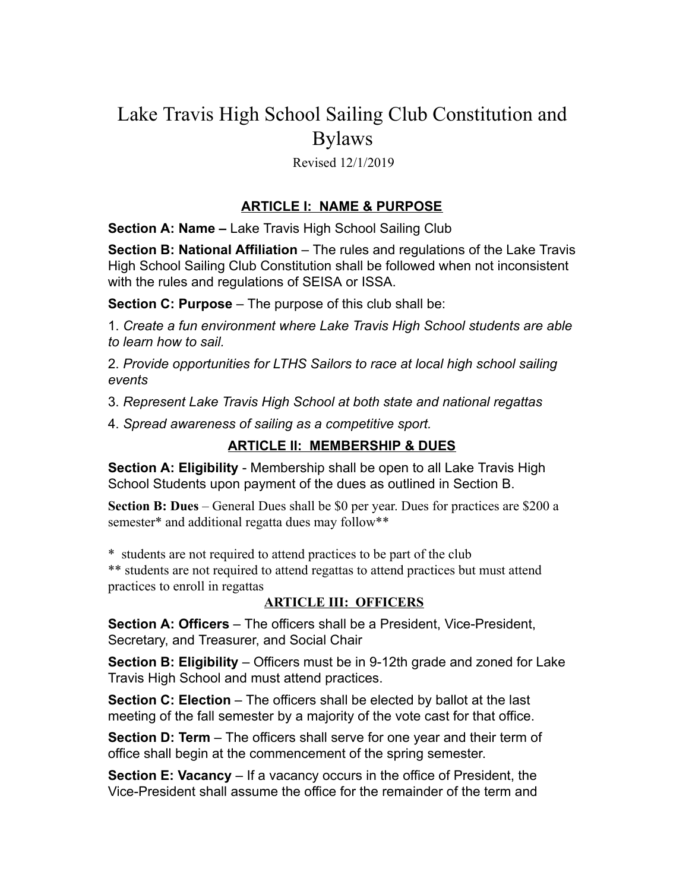# Lake Travis High School Sailing Club Constitution and Bylaws

Revised 12/1/2019

## ARTICLE I: NAME & PURPOSE

**Section A: Name –** Lake Travis High School Sailing Club

**Section B: National Affiliation** – The rules and regulations of the Lake Travis High School Sailing Club Constitution shall be followed when not inconsistent with the rules and regulations of SEISA or ISSA.

**Section C: Purpose** – The purpose of this club shall be:

1. *Create a fun environment where Lake Travis High School students are able to learn how to sail.*

2. *Provide opportunities for LTHS Sailors to race at local high school sailing events*

3. *Represent Lake Travis High School at both state and national regattas*

4. *Spread awareness of sailing as a competitive sport.*

## ARTICLE II: MEMBERSHIP & DUES

**Section A: Eligibility** - Membership shall be open to all Lake Travis High School Students upon payment of the dues as outlined in Section B.

**Section B: Dues** – General Dues shall be $0 per year. Dues for practices are $200 a semester* and additional regatta dues may follow**

\* students are not required to attend practices to be part of the club

\*\* students are not required to attend regattas to attend practices but must attend practices to enroll in regattas

## ARTICLE III: OFFICERS

**Section A: Officers** – The officers shall be a President, Vice-President, Secretary, and Treasurer, and Social Chair

**Section B: Eligibility** – Officers must be in 9-12th grade and zoned for Lake Travis High School and must attend practices.

**Section C: Election** – The officers shall be elected by ballot at the last meeting of the fall semester by a majority of the vote cast for that office.

**Section D: Term** – The officers shall serve for one year and their term of office shall begin at the commencement of the spring semester.

**Section E: Vacancy** – If a vacancy occurs in the office of President, the Vice-President shall assume the office for the remainder of the term and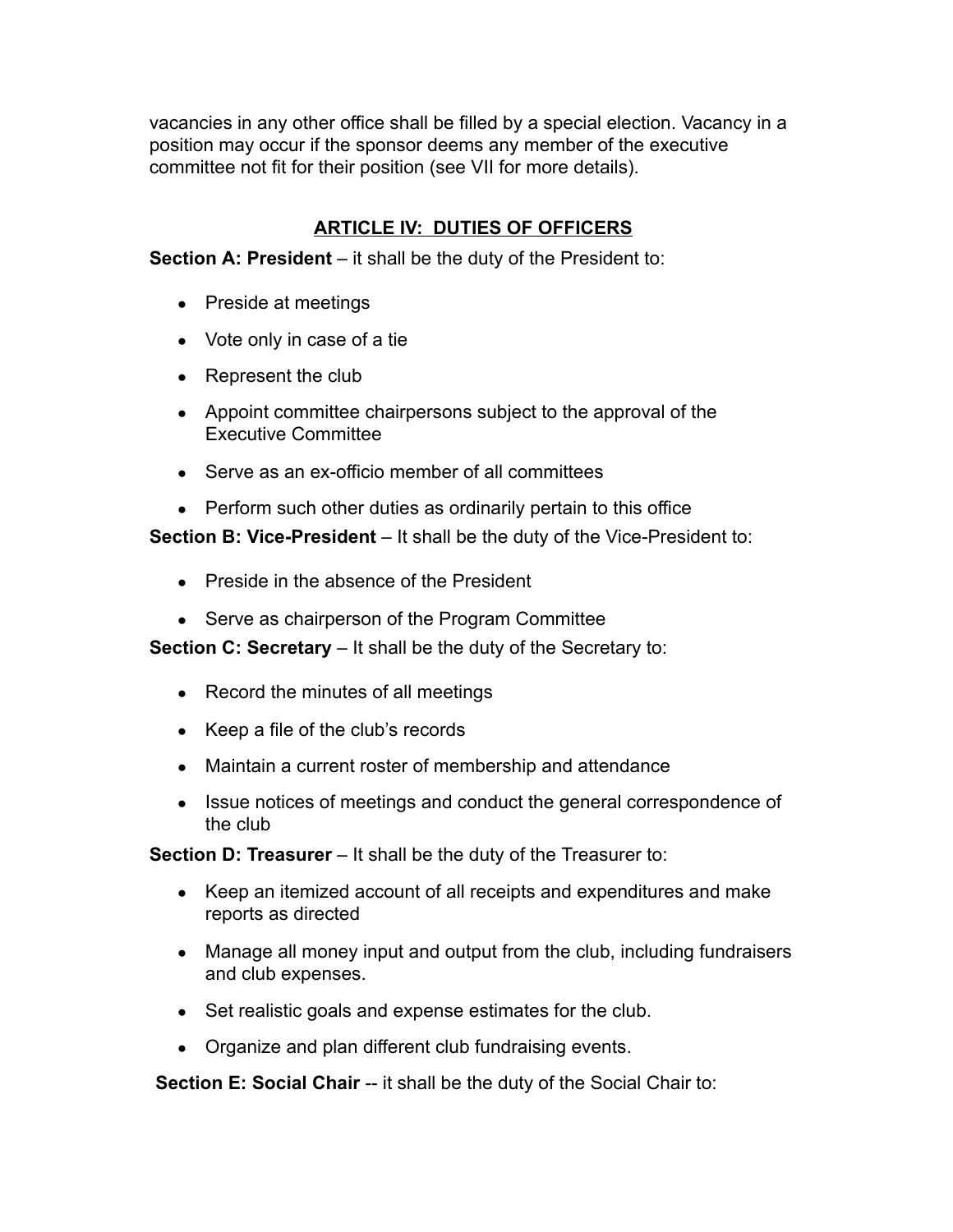vacancies in any other office shall be filled by a special election. Vacancy in a position may occur if the sponsor deems any member of the executive committee not fit for their position (see VII for more details).

## ARTICLE IV: DUTIES OF OFFICERS

**Section A: President** – it shall be the duty of the President to:

- Preside at meetings
- Vote only in case of a tie
- Represent the club
- Appoint committee chairpersons subject to the approval of the Executive Committee
- Serve as an ex-officio member of all committees
- Perform such other duties as ordinarily pertain to this office

**Section B: Vice-President** – It shall be the duty of the Vice-President to:

- Preside in the absence of the President
- Serve as chairperson of the Program Committee

**Section C: Secretary** – It shall be the duty of the Secretary to:

- Record the minutes of all meetings
- Keep a file of the club's records
- Maintain a current roster of membership and attendance
- Issue notices of meetings and conduct the general correspondence of the club

**Section D: Treasurer** – It shall be the duty of the Treasurer to:

- Keep an itemized account of all receipts and expenditures and make reports as directed
- Manage all money input and output from the club, including fundraisers and club expenses.
- Set realistic goals and expense estimates for the club.
- Organize and plan different club fundraising events.

**Section E: Social Chair** -- it shall be the duty of the Social Chair to: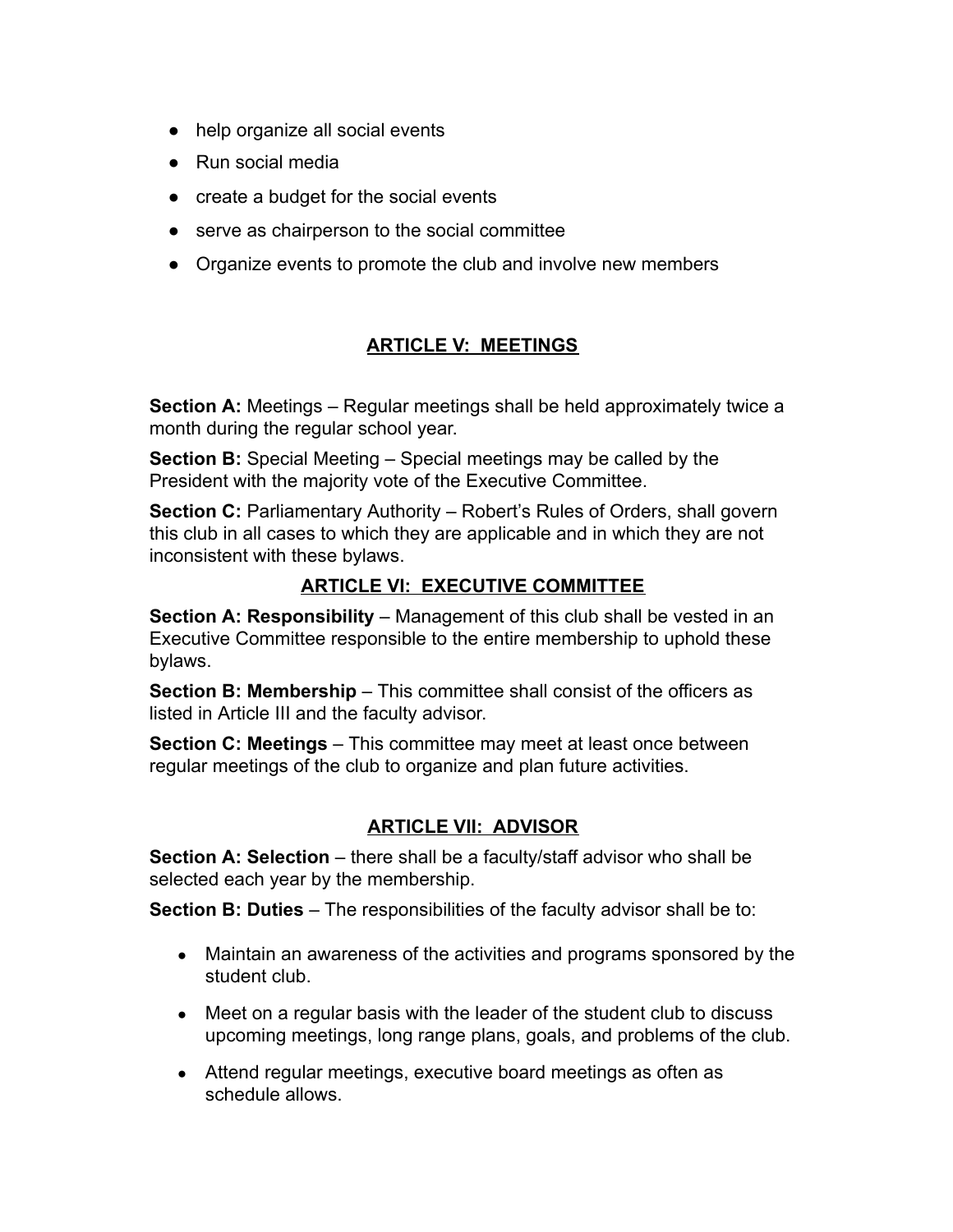- help organize all social events
- Run social media
- create a budget for the social events
- serve as chairperson to the social committee
- Organize events to promote the club and involve new members

## ARTICLE V: MEETINGS

**Section A:** Meetings – Regular meetings shall be held approximately twice a month during the regular school year.

**Section B:** Special Meeting – Special meetings may be called by the President with the majority vote of the Executive Committee.

**Section C:** Parliamentary Authority – Robert's Rules of Orders, shall govern this club in all cases to which they are applicable and in which they are not inconsistent with these bylaws.

## ARTICLE VI: EXECUTIVE COMMITTEE

**Section A: Responsibility** – Management of this club shall be vested in an Executive Committee responsible to the entire membership to uphold these bylaws.

**Section B: Membership** – This committee shall consist of the officers as listed in Article III and the faculty advisor.

**Section C: Meetings** – This committee may meet at least once between regular meetings of the club to organize and plan future activities.

## ARTICLE VII: ADVISOR

**Section A: Selection** – there shall be a faculty/staff advisor who shall be selected each year by the membership.

**Section B: Duties** – The responsibilities of the faculty advisor shall be to:

- Maintain an awareness of the activities and programs sponsored by the student club.
- Meet on a regular basis with the leader of the student club to discuss upcoming meetings, long range plans, goals, and problems of the club.
- Attend regular meetings, executive board meetings as often as schedule allows.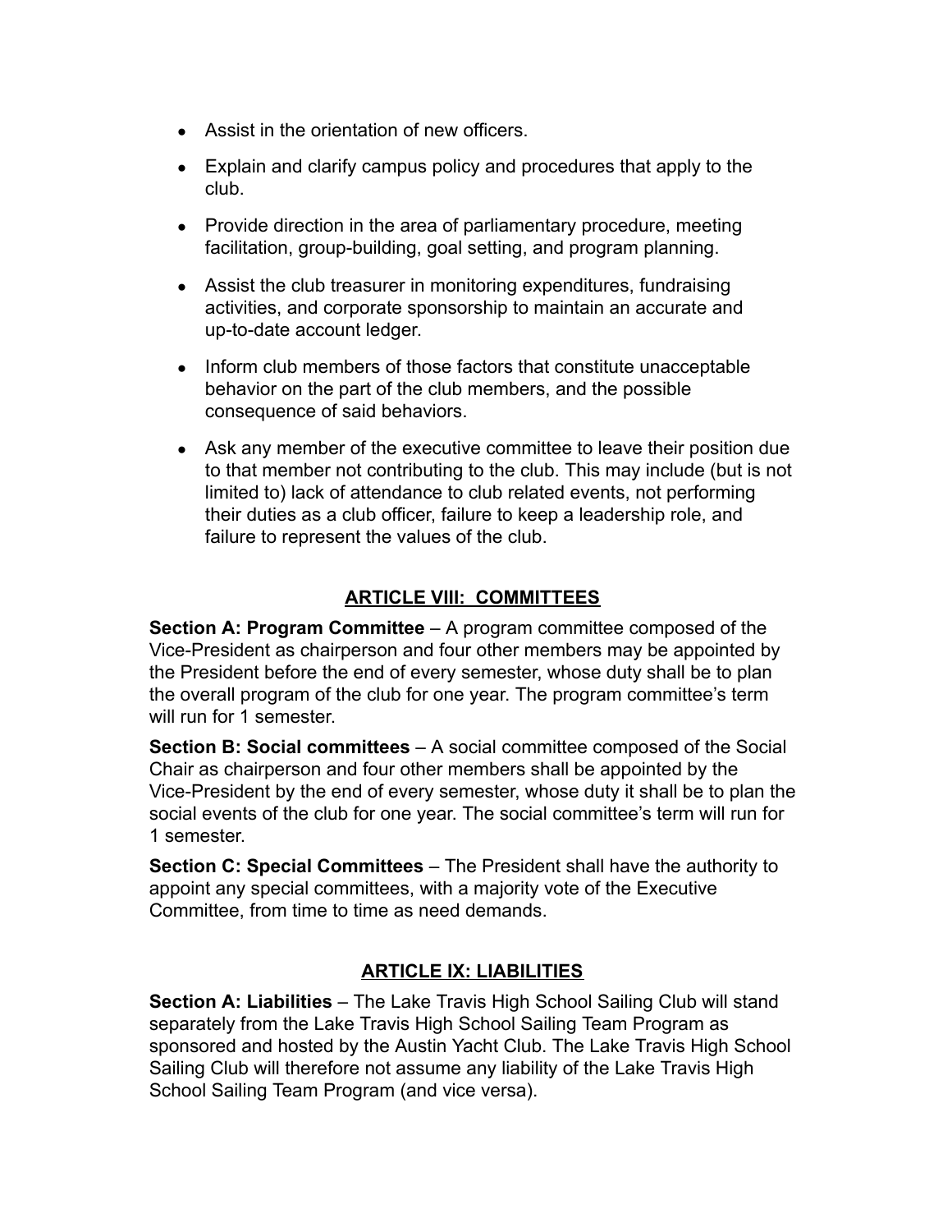- Assist in the orientation of new officers.
- Explain and clarify campus policy and procedures that apply to the club.
- Provide direction in the area of parliamentary procedure, meeting facilitation, group-building, goal setting, and program planning.
- Assist the club treasurer in monitoring expenditures, fundraising activities, and corporate sponsorship to maintain an accurate and up-to-date account ledger.
- Inform club members of those factors that constitute unacceptable behavior on the part of the club members, and the possible consequence of said behaviors.
- Ask any member of the executive committee to leave their position due to that member not contributing to the club. This may include (but is not limited to) lack of attendance to club related events, not performing their duties as a club officer, failure to keep a leadership role, and failure to represent the values of the club.

## ARTICLE VIII: COMMITTEES

**Section A: Program Committee** – A program committee composed of the Vice-President as chairperson and four other members may be appointed by the President before the end of every semester, whose duty shall be to plan the overall program of the club for one year. The program committee's term will run for 1 semester.

**Section B: Social committees** – A social committee composed of the Social Chair as chairperson and four other members shall be appointed by the Vice-President by the end of every semester, whose duty it shall be to plan the social events of the club for one year. The social committee's term will run for 1 semester.

**Section C: Special Committees** – The President shall have the authority to appoint any special committees, with a majority vote of the Executive Committee, from time to time as need demands.

## ARTICLE IX: LIABILITIES

**Section A: Liabilities** – The Lake Travis High School Sailing Club will stand separately from the Lake Travis High School Sailing Team Program as sponsored and hosted by the Austin Yacht Club. The Lake Travis High School Sailing Club will therefore not assume any liability of the Lake Travis High School Sailing Team Program (and vice versa).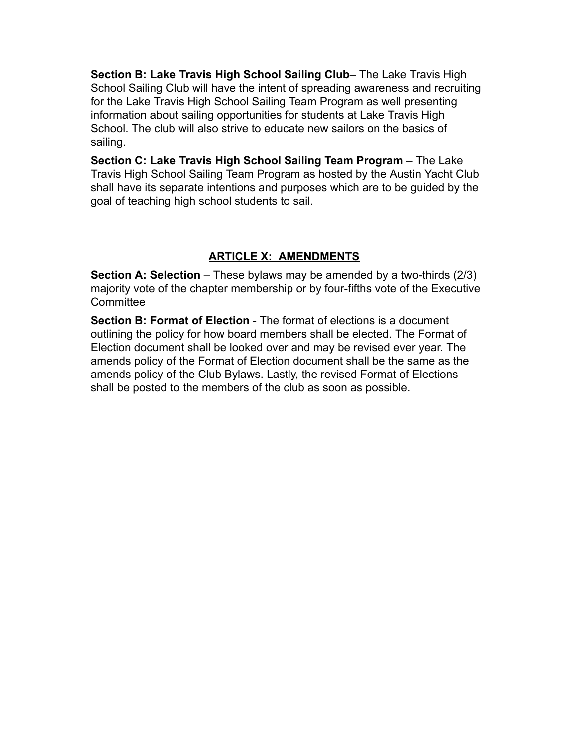**Section B: Lake Travis High School Sailing Club**– The Lake Travis High School Sailing Club will have the intent of spreading awareness and recruiting for the Lake Travis High School Sailing Team Program as well presenting information about sailing opportunities for students at Lake Travis High School. The club will also strive to educate new sailors on the basics of sailing.

**Section C: Lake Travis High School Sailing Team Program** – The Lake Travis High School Sailing Team Program as hosted by the Austin Yacht Club shall have its separate intentions and purposes which are to be guided by the goal of teaching high school students to sail.

## ARTICLE X: AMENDMENTS

**Section A: Selection** – These bylaws may be amended by a two-thirds (2/3) majority vote of the chapter membership or by four-fifths vote of the Executive Committee

**Section B: Format of Election** - The format of elections is a document outlining the policy for how board members shall be elected. The Format of Election document shall be looked over and may be revised ever year. The amends policy of the Format of Election document shall be the same as the amends policy of the Club Bylaws. Lastly, the revised Format of Elections shall be posted to the members of the club as soon as possible.